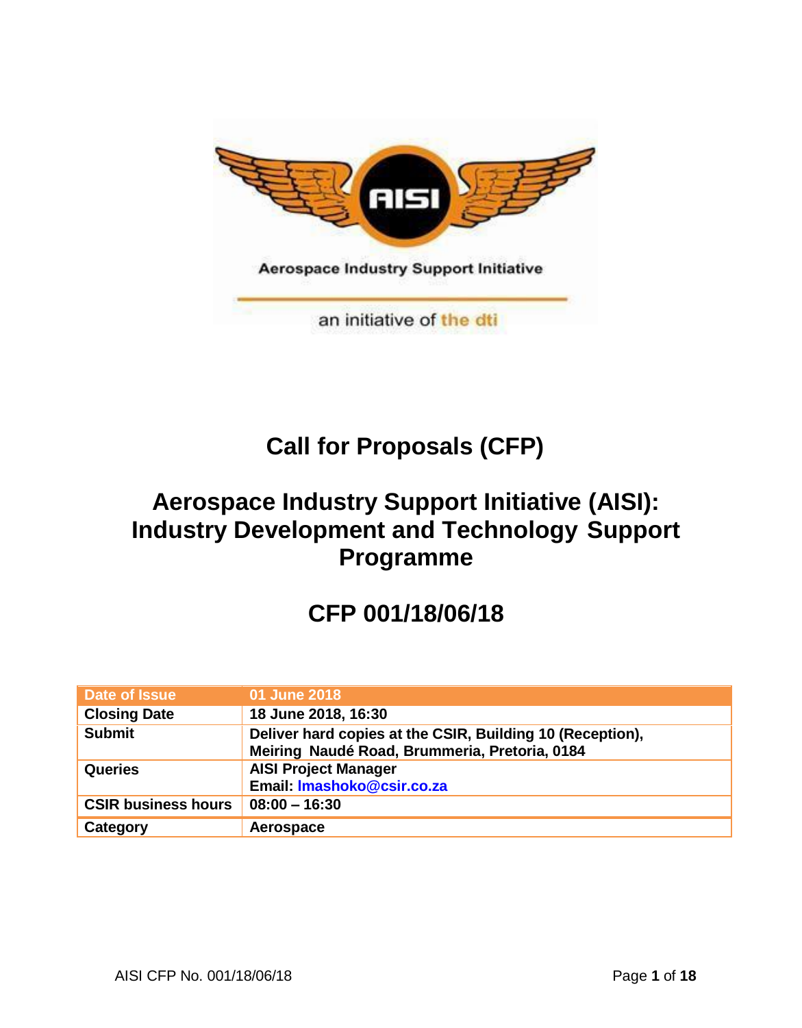Aerospace Industry Support Initiative

an initiative of the dti

# Call for Proposals (CFP)

# Aerospace Industry Support Initiative (AISI): Industry Development and Technology Support Programme

## CFP 001/18/06/18

| Date of Issue | 01 June 2018 |
|---|---|
| **Closing Date** | **18 June 2018, 16:30** |
| **Submit** | **Deliver hard copies at the CSIR, Building 10 (Reception), Meiring Naudé Road, Brummeria, Pretoria, 0184** |
| **Queries** | **AISI Project Manager**<br>**Email: lmashoko@csir.co.za** |
| **CSIR business hours** | **08:00 – 16:30** |
| **Category** | **Aerospace** |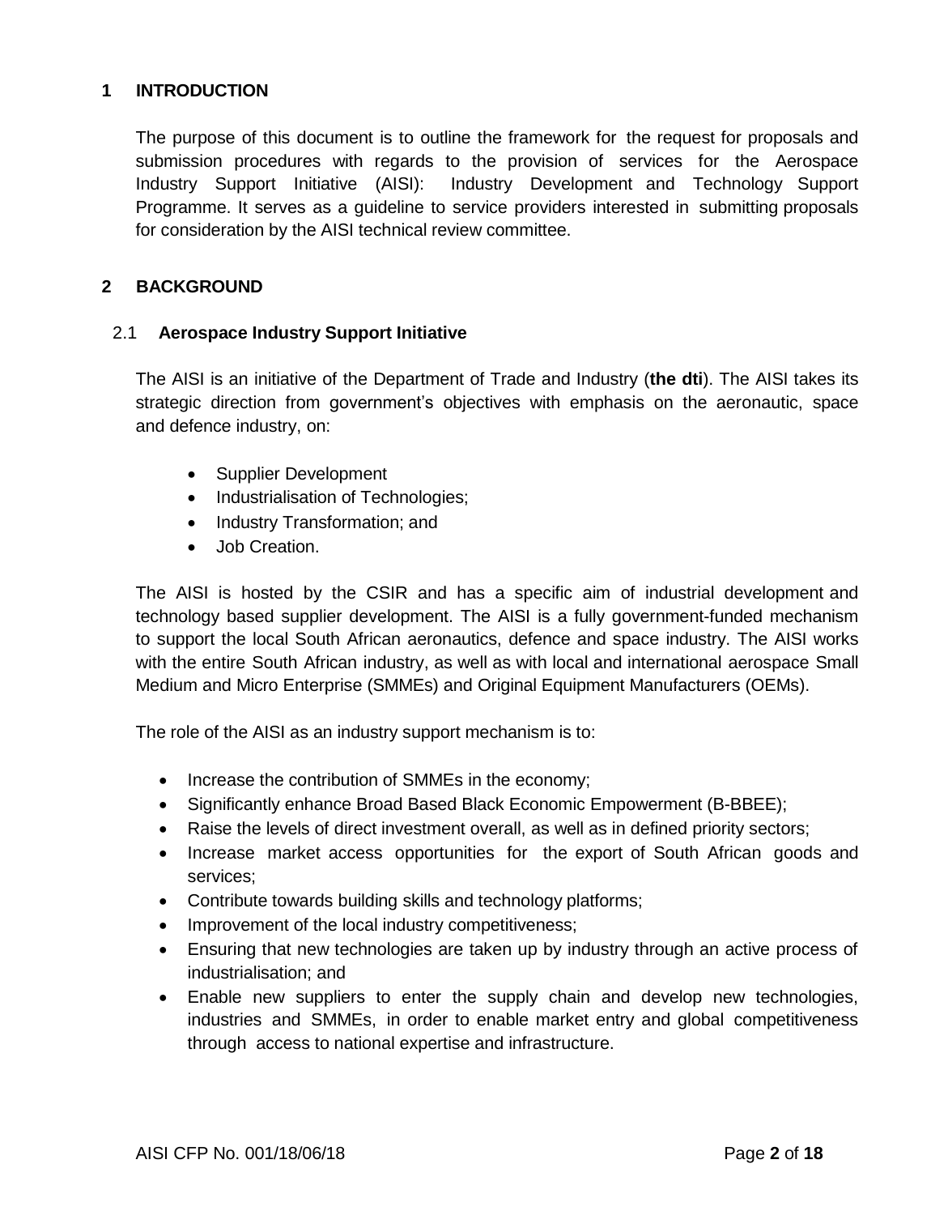## 1 INTRODUCTION

The purpose of this document is to outline the framework for the request for proposals and submission procedures with regards to the provision of services for the Aerospace Industry Support Initiative (AISI): Industry Development and Technology Support Programme. It serves as a guideline to service providers interested in submitting proposals for consideration by the AISI technical review committee.

## 2 BACKGROUND

### 2.1 Aerospace Industry Support Initiative

The AISI is an initiative of the Department of Trade and Industry (**the dti**). The AISI takes its strategic direction from government's objectives with emphasis on the aeronautic, space and defence industry, on:

- Supplier Development
- Industrialisation of Technologies;
- Industry Transformation; and
- Job Creation.

The AISI is hosted by the CSIR and has a specific aim of industrial development and technology based supplier development. The AISI is a fully government-funded mechanism to support the local South African aeronautics, defence and space industry. The AISI works with the entire South African industry, as well as with local and international aerospace Small Medium and Micro Enterprise (SMMEs) and Original Equipment Manufacturers (OEMs).

The role of the AISI as an industry support mechanism is to:

- Increase the contribution of SMMEs in the economy;
- Significantly enhance Broad Based Black Economic Empowerment (B-BBEE);
- Raise the levels of direct investment overall, as well as in defined priority sectors;
- Increase market access opportunities for the export of South African goods and services;
- Contribute towards building skills and technology platforms;
- Improvement of the local industry competitiveness;
- Ensuring that new technologies are taken up by industry through an active process of industrialisation; and
- Enable new suppliers to enter the supply chain and develop new technologies, industries and SMMEs, in order to enable market entry and global competitiveness through access to national expertise and infrastructure.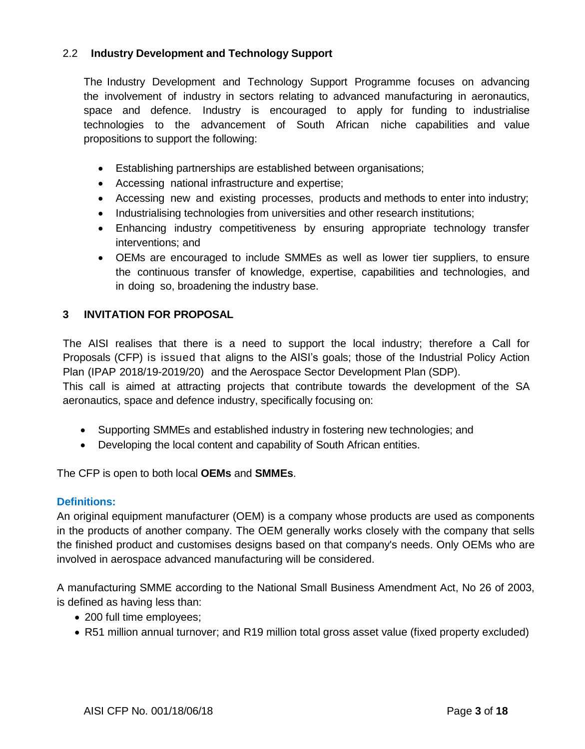## 2.2 Industry Development and Technology Support

The Industry Development and Technology Support Programme focuses on advancing the involvement of industry in sectors relating to advanced manufacturing in aeronautics, space and defence. Industry is encouraged to apply for funding to industrialise technologies to the advancement of South African niche capabilities and value propositions to support the following:

- Establishing partnerships are established between organisations;
- Accessing national infrastructure and expertise;
- Accessing new and existing processes, products and methods to enter into industry;
- Industrialising technologies from universities and other research institutions;
- Enhancing industry competitiveness by ensuring appropriate technology transfer interventions; and
- OEMs are encouraged to include SMMEs as well as lower tier suppliers, to ensure the continuous transfer of knowledge, expertise, capabilities and technologies, and in doing so, broadening the industry base.

# 3 INVITATION FOR PROPOSAL

The AISI realises that there is a need to support the local industry; therefore a Call for Proposals (CFP) is issued that aligns to the AISI's goals; those of the Industrial Policy Action Plan (IPAP 2018/19-2019/20) and the Aerospace Sector Development Plan (SDP).
This call is aimed at attracting projects that contribute towards the development of the SA aeronautics, space and defence industry, specifically focusing on:

- Supporting SMMEs and established industry in fostering new technologies; and
- Developing the local content and capability of South African entities.

The CFP is open to both local **OEMs** and **SMMEs**.

### Definitions:

An original equipment manufacturer (OEM) is a company whose products are used as components in the products of another company. The OEM generally works closely with the company that sells the finished product and customises designs based on that company's needs. Only OEMs who are involved in aerospace advanced manufacturing will be considered.

A manufacturing SMME according to the National Small Business Amendment Act, No 26 of 2003, is defined as having less than:

- 200 full time employees;
- R51 million annual turnover; and R19 million total gross asset value (fixed property excluded)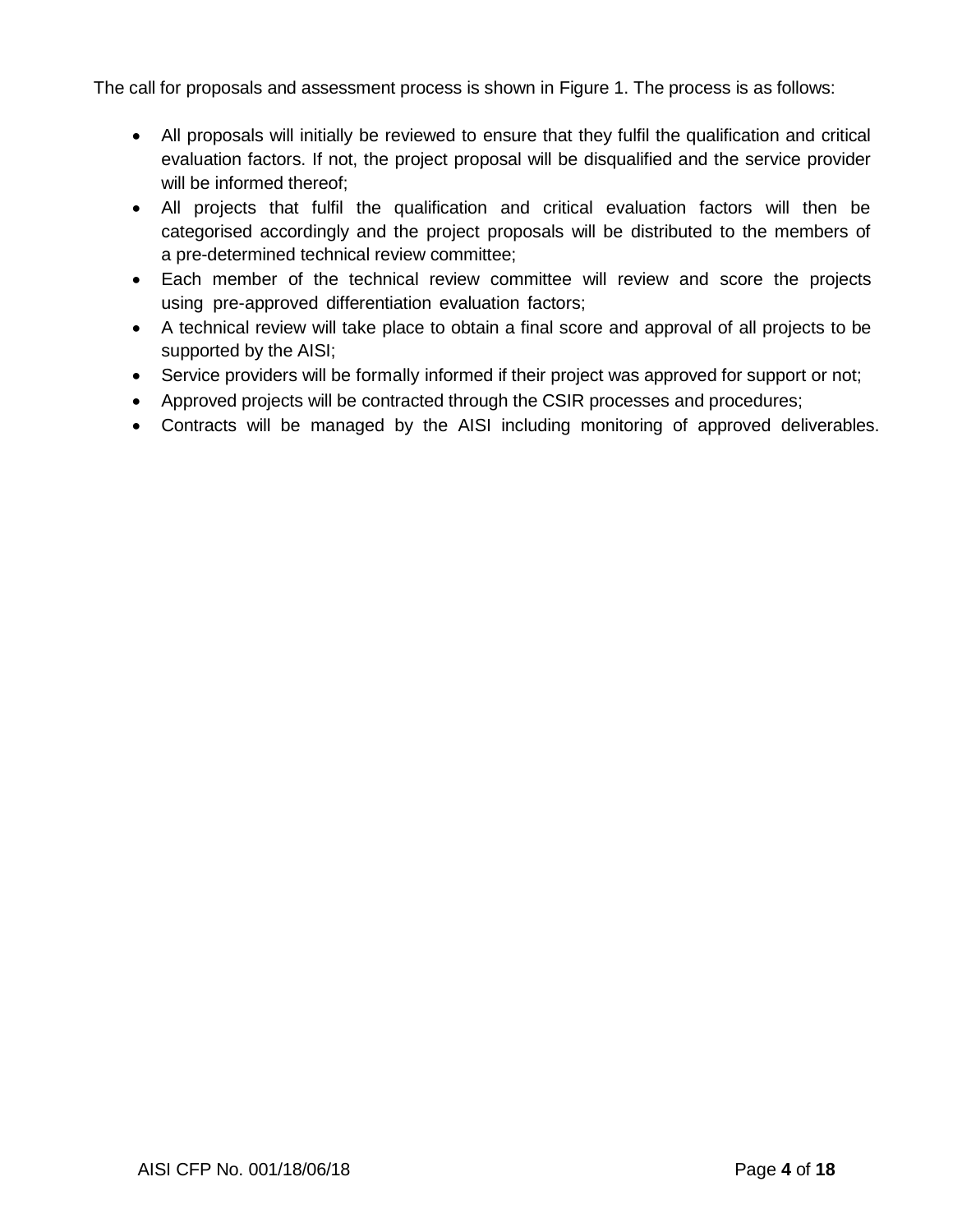The call for proposals and assessment process is shown in Figure 1. The process is as follows:

- All proposals will initially be reviewed to ensure that they fulfil the qualification and critical evaluation factors. If not, the project proposal will be disqualified and the service provider will be informed thereof;
- All projects that fulfil the qualification and critical evaluation factors will then be categorised accordingly and the project proposals will be distributed to the members of a pre-determined technical review committee;
- Each member of the technical review committee will review and score the projects using pre-approved differentiation evaluation factors;
- A technical review will take place to obtain a final score and approval of all projects to be supported by the AISI;
- Service providers will be formally informed if their project was approved for support or not;
- Approved projects will be contracted through the CSIR processes and procedures;
- Contracts will be managed by the AISI including monitoring of approved deliverables.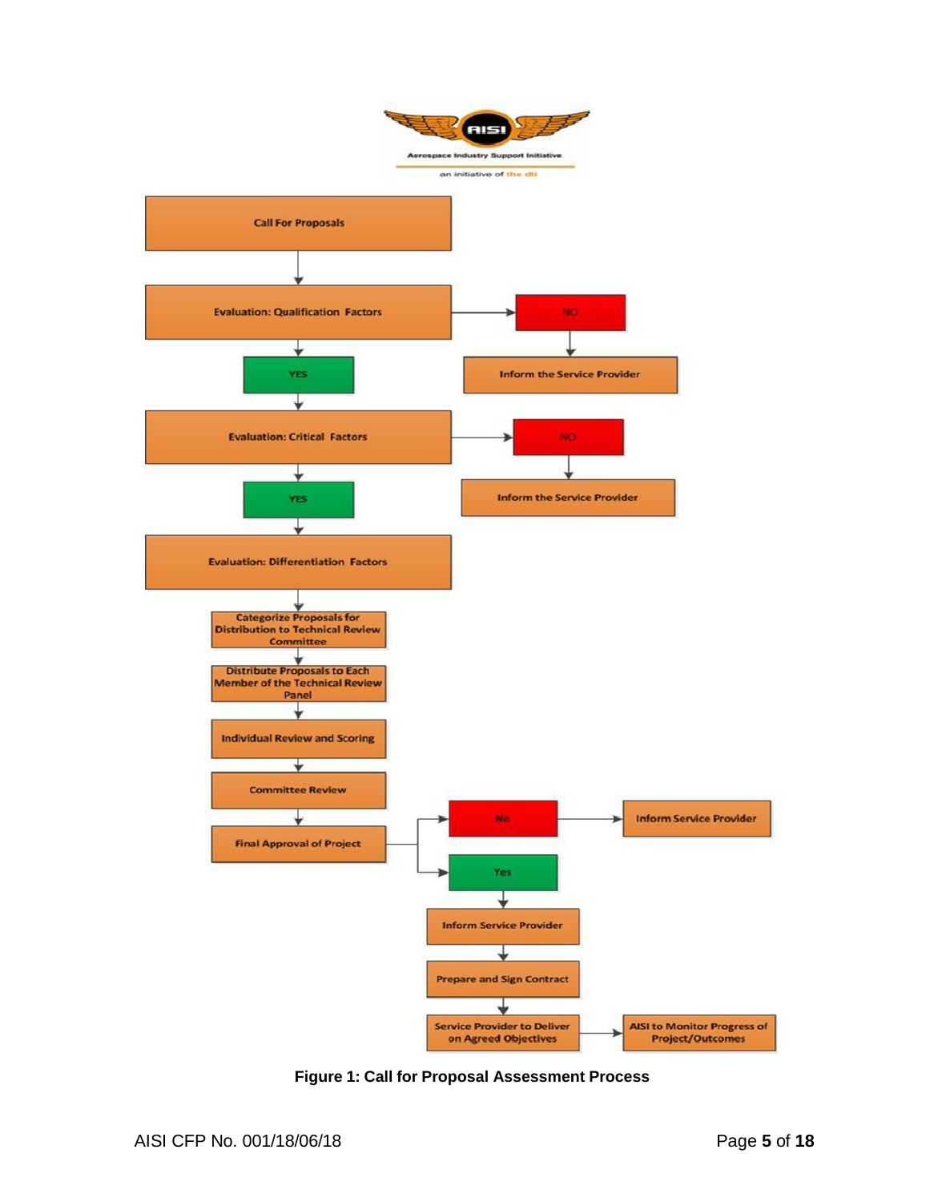Aerospace Industry Support Initiative

an initiative of the dti

Call For Proposals

Evaluation: Qualification Factors

NO

Inform the Service Provider

YES

Evaluation: Critical Factors

NO

Inform the Service Provider

YES

Evaluation: Differentiation Factors

Categorize Proposals for Distribution to Technical Review Committee

Distribute Proposals to Each Member of the Technical Review Panel

Individual Review and Scoring

Committee Review

Final Approval of Project

No

Inform Service Provider

Yes

Inform Service Provider

Prepare and Sign Contract

Service Provider to Deliver on Agreed Objectives

AISI to Monitor Progress of Project/Outcomes

**Figure 1: Call for Proposal Assessment Process**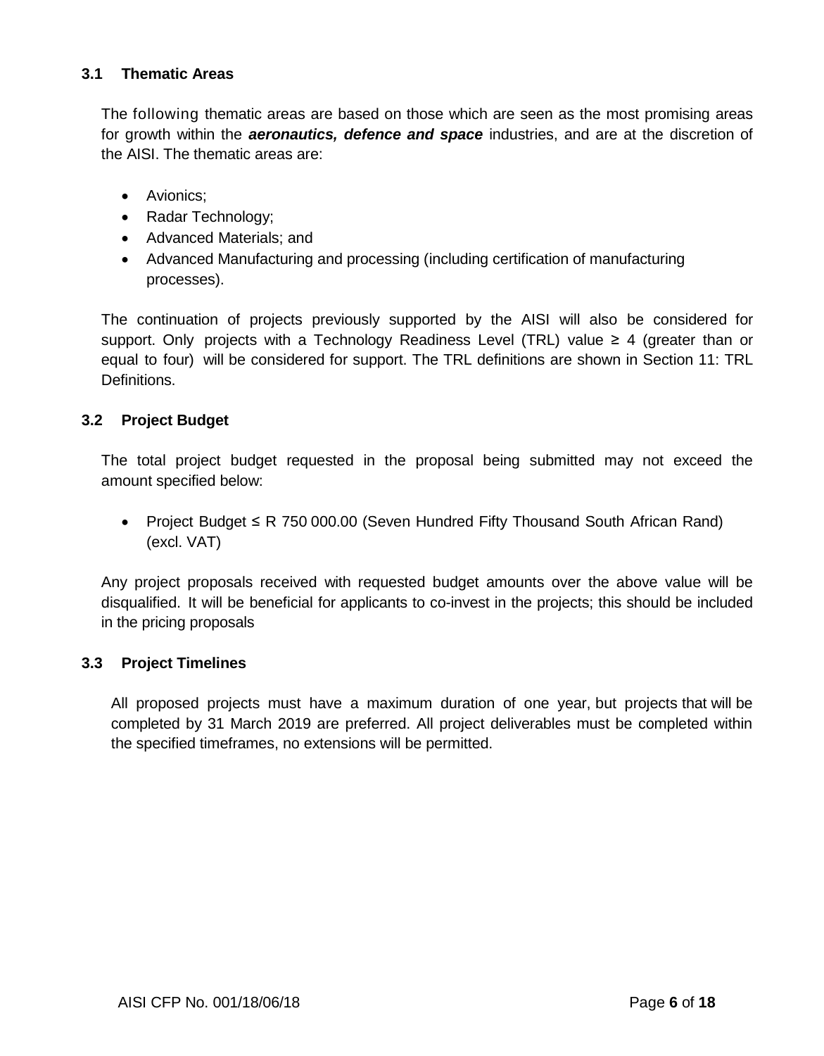### 3.1 Thematic Areas

The following thematic areas are based on those which are seen as the most promising areas for growth within the ***aeronautics, defence and space*** industries, and are at the discretion of the AISI. The thematic areas are:

- Avionics;
- Radar Technology;
- Advanced Materials; and
- Advanced Manufacturing and processing (including certification of manufacturing processes).

The continuation of projects previously supported by the AISI will also be considered for support. Only projects with a Technology Readiness Level (TRL) value ≥ 4 (greater than or equal to four) will be considered for support. The TRL definitions are shown in Section 11: TRL Definitions.

### 3.2 Project Budget

The total project budget requested in the proposal being submitted may not exceed the amount specified below:

- Project Budget ≤ R 750 000.00 (Seven Hundred Fifty Thousand South African Rand) (excl. VAT)

Any project proposals received with requested budget amounts over the above value will be disqualified. It will be beneficial for applicants to co-invest in the projects; this should be included in the pricing proposals

### 3.3 Project Timelines

All proposed projects must have a maximum duration of one year, but projects that will be completed by 31 March 2019 are preferred. All project deliverables must be completed within the specified timeframes, no extensions will be permitted.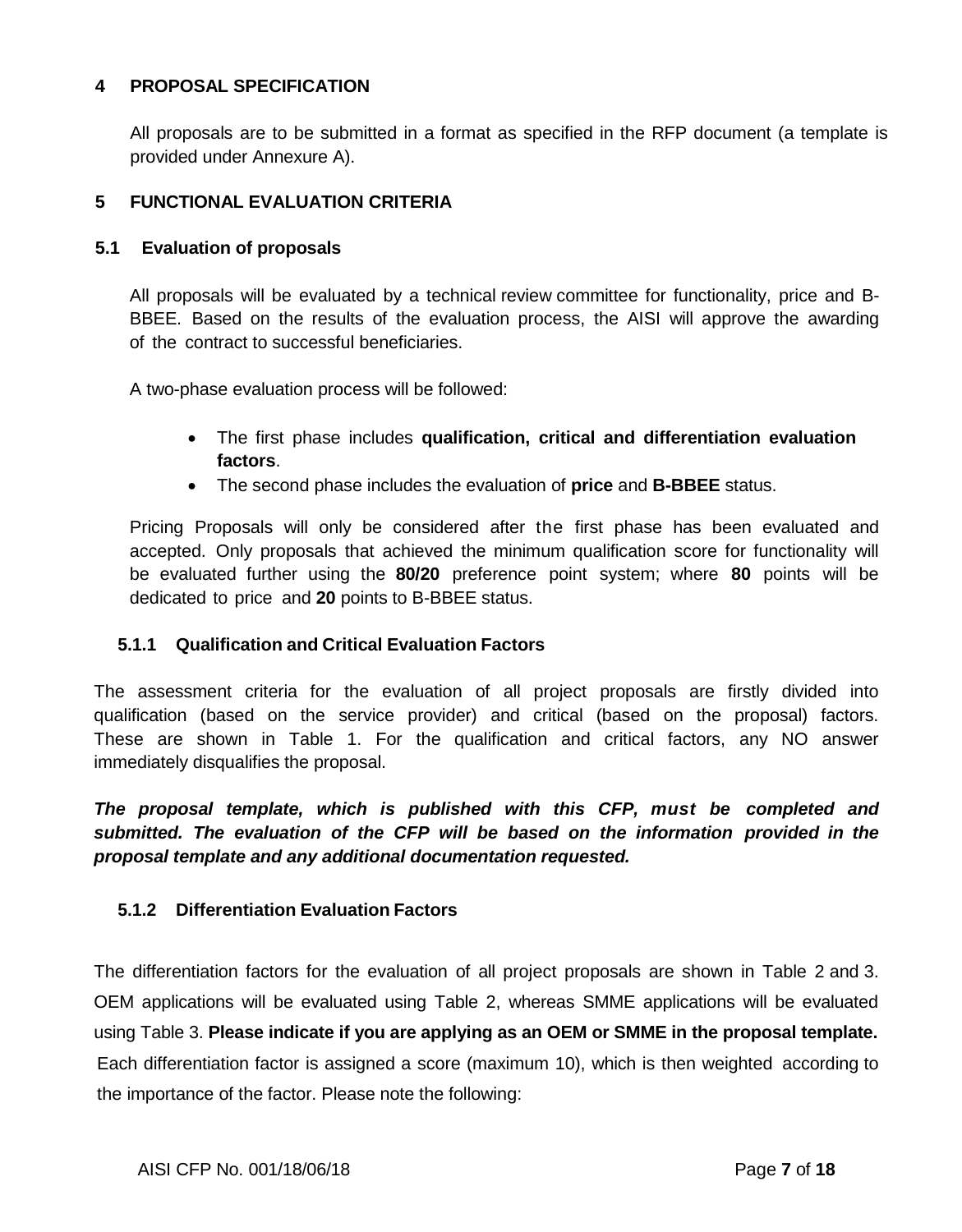## 4 PROPOSAL SPECIFICATION

All proposals are to be submitted in a format as specified in the RFP document (a template is provided under Annexure A).

## 5 FUNCTIONAL EVALUATION CRITERIA

### 5.1 Evaluation of proposals

All proposals will be evaluated by a technical review committee for functionality, price and B-BBEE. Based on the results of the evaluation process, the AISI will approve the awarding of the contract to successful beneficiaries.

A two-phase evaluation process will be followed:

- The first phase includes **qualification, critical and differentiation evaluation factors**.
- The second phase includes the evaluation of **price** and **B-BBEE** status.

Pricing Proposals will only be considered after the first phase has been evaluated and accepted. Only proposals that achieved the minimum qualification score for functionality will be evaluated further using the **80/20** preference point system; where **80** points will be dedicated to price and **20** points to B-BBEE status.

#### 5.1.1 Qualification and Critical Evaluation Factors

The assessment criteria for the evaluation of all project proposals are firstly divided into qualification (based on the service provider) and critical (based on the proposal) factors. These are shown in Table 1. For the qualification and critical factors, any NO answer immediately disqualifies the proposal.

***The proposal template, which is published with this CFP, must be completed and submitted. The evaluation of the CFP will be based on the information provided in the proposal template and any additional documentation requested.***

#### 5.1.2 Differentiation Evaluation Factors

The differentiation factors for the evaluation of all project proposals are shown in Table 2 and 3. OEM applications will be evaluated using Table 2, whereas SMME applications will be evaluated using Table 3. **Please indicate if you are applying as an OEM or SMME in the proposal template.** Each differentiation factor is assigned a score (maximum 10), which is then weighted according to the importance of the factor. Please note the following: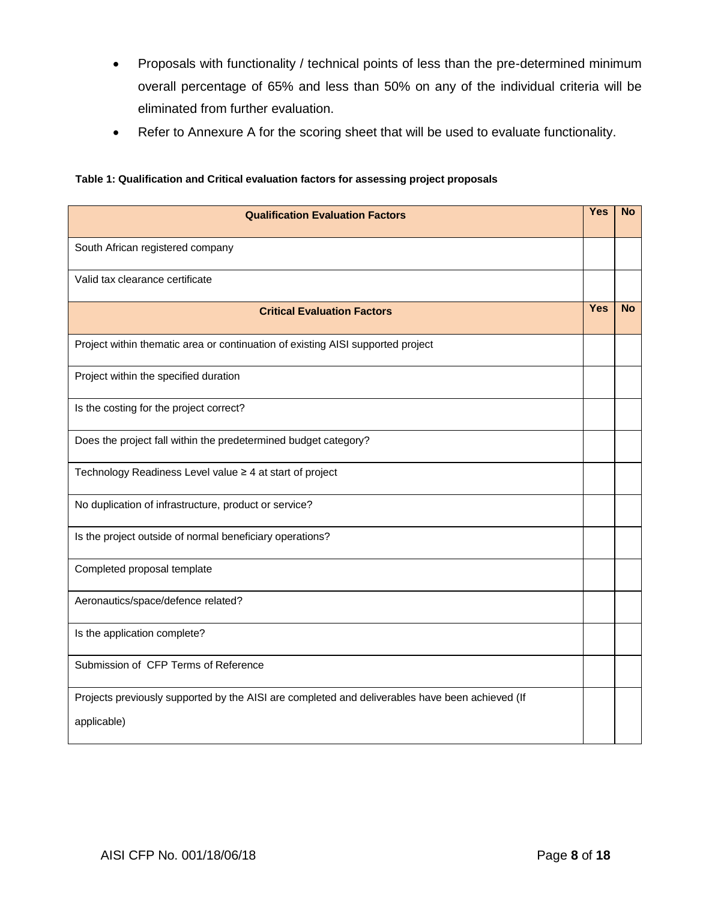- Proposals with functionality / technical points of less than the pre-determined minimum overall percentage of 65% and less than 50% on any of the individual criteria will be eliminated from further evaluation.
- Refer to Annexure A for the scoring sheet that will be used to evaluate functionality.

**Table 1: Qualification and Critical evaluation factors for assessing project proposals**

| **Qualification Evaluation Factors** | **Yes** | **No** |
|---|---|---|
| South African registered company | | |
| Valid tax clearance certificate | | |
| **Critical Evaluation Factors** | **Yes** | **No** |
| Project within thematic area or continuation of existing AISI supported project | | |
| Project within the specified duration | | |
| Is the costing for the project correct? | | |
| Does the project fall within the predetermined budget category? | | |
| Technology Readiness Level value ≥ 4 at start of project | | |
| No duplication of infrastructure, product or service? | | |
| Is the project outside of normal beneficiary operations? | | |
| Completed proposal template | | |
| Aeronautics/space/defence related? | | |
| Is the application complete? | | |
| Submission of CFP Terms of Reference | | |
| Projects previously supported by the AISI are completed and deliverables have been achieved (If applicable) | | |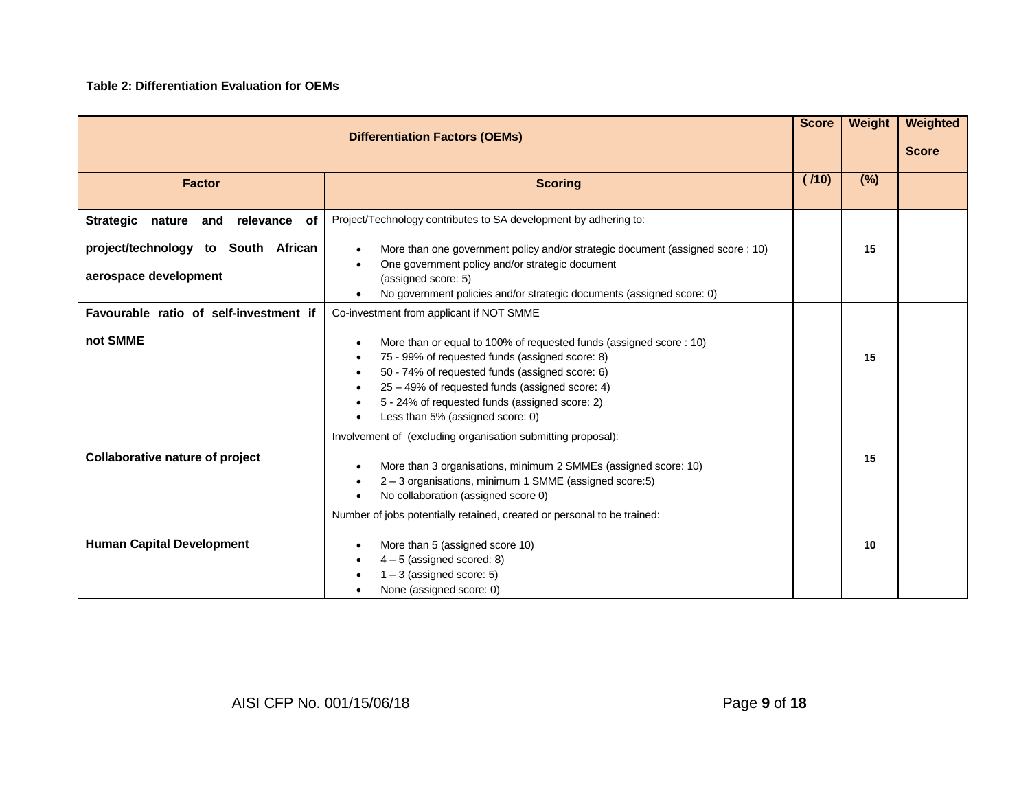**Table 2: Differentiation Evaluation for OEMs**

| Differentiation Factors (OEMs) | | Score | Weight | Weighted Score |
|---|---|---|---|---|
| **Factor** | **Scoring** | **( /10)** | **(%)** | |
| **Strategic nature and relevance of project/technology to South African aerospace development** | Project/Technology contributes to SA development by adhering to:<br>• More than one government policy and/or strategic document (assigned score : 10)<br>• One government policy and/or strategic document (assigned score: 5)<br>• No government policies and/or strategic documents (assigned score: 0) | | **15** | |
| **Favourable ratio of self-investment if not SMME** | Co-investment from applicant if NOT SMME<br>• More than or equal to 100% of requested funds (assigned score : 10)<br>• 75 - 99% of requested funds (assigned score: 8)<br>• 50 - 74% of requested funds (assigned score: 6)<br>• 25 – 49% of requested funds (assigned score: 4)<br>• 5 - 24% of requested funds (assigned score: 2)<br>• Less than 5% (assigned score: 0) | | **15** | |
| **Collaborative nature of project** | Involvement of (excluding organisation submitting proposal):<br>• More than 3 organisations, minimum 2 SMMEs (assigned score: 10)<br>• 2 – 3 organisations, minimum 1 SMME (assigned score:5)<br>• No collaboration (assigned score 0) | | **15** | |
| **Human Capital Development** | Number of jobs potentially retained, created or personal to be trained:<br>• More than 5 (assigned score 10)<br>• 4 – 5 (assigned scored: 8)<br>• 1 – 3 (assigned score: 5)<br>• None (assigned score: 0) | | **10** | |

AISI CFP No. 001/15/06/18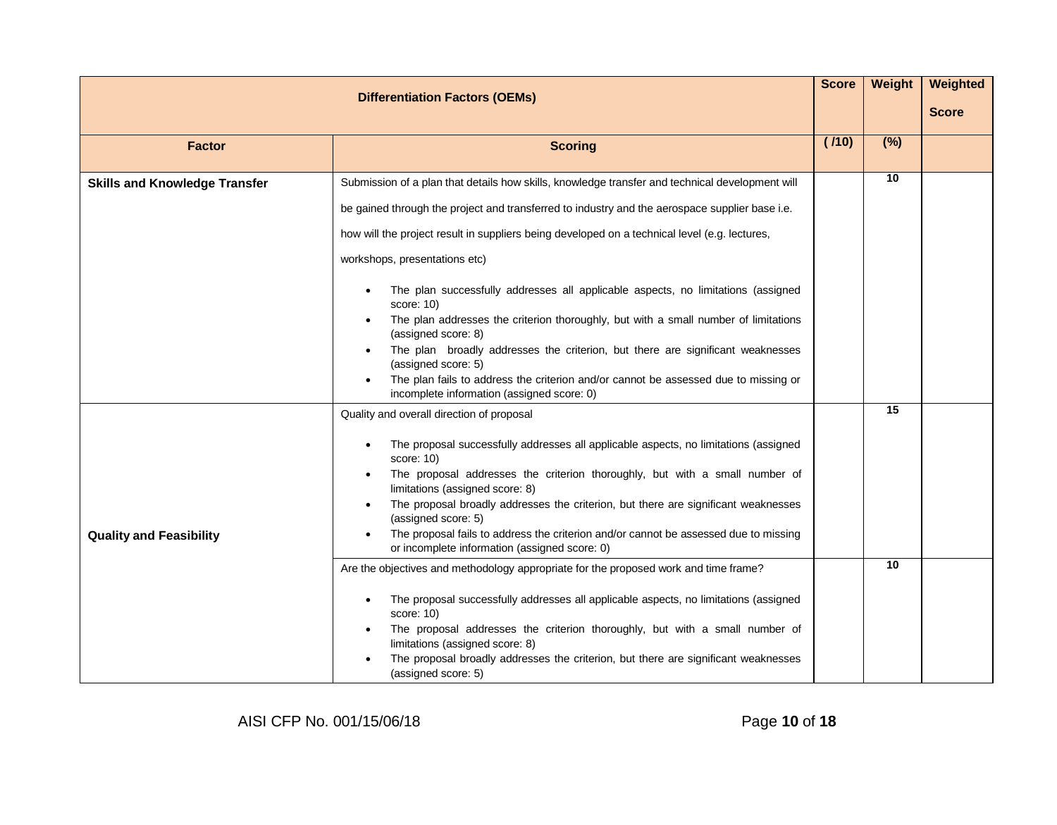| Differentiation Factors (OEMs) | | Score | Weight | Weighted Score |
|---|---|---|---|---|
| **Factor** | **Scoring** | **( /10)** | **(%)** | |
| **Skills and Knowledge Transfer** | Submission of a plan that details how skills, knowledge transfer and technical development will be gained through the project and transferred to industry and the aerospace supplier base i.e. how will the project result in suppliers being developed on a technical level (e.g. lectures, workshops, presentations etc)<br><br>• The plan successfully addresses all applicable aspects, no limitations (assigned score: 10)<br>• The plan addresses the criterion thoroughly, but with a small number of limitations (assigned score: 8)<br>• The plan broadly addresses the criterion, but there are significant weaknesses (assigned score: 5)<br>• The plan fails to address the criterion and/or cannot be assessed due to missing or incomplete information (assigned score: 0) | | 10 | |
| **Quality and Feasibility** | Quality and overall direction of proposal<br><br>• The proposal successfully addresses all applicable aspects, no limitations (assigned score: 10)<br>• The proposal addresses the criterion thoroughly, but with a small number of limitations (assigned score: 8)<br>• The proposal broadly addresses the criterion, but there are significant weaknesses (assigned score: 5)<br>• The proposal fails to address the criterion and/or cannot be assessed due to missing or incomplete information (assigned score: 0) | | 15 | |
| | Are the objectives and methodology appropriate for the proposed work and time frame?<br><br>• The proposal successfully addresses all applicable aspects, no limitations (assigned score: 10)<br>• The proposal addresses the criterion thoroughly, but with a small number of limitations (assigned score: 8)<br>• The proposal broadly addresses the criterion, but there are significant weaknesses (assigned score: 5) | | 10 | |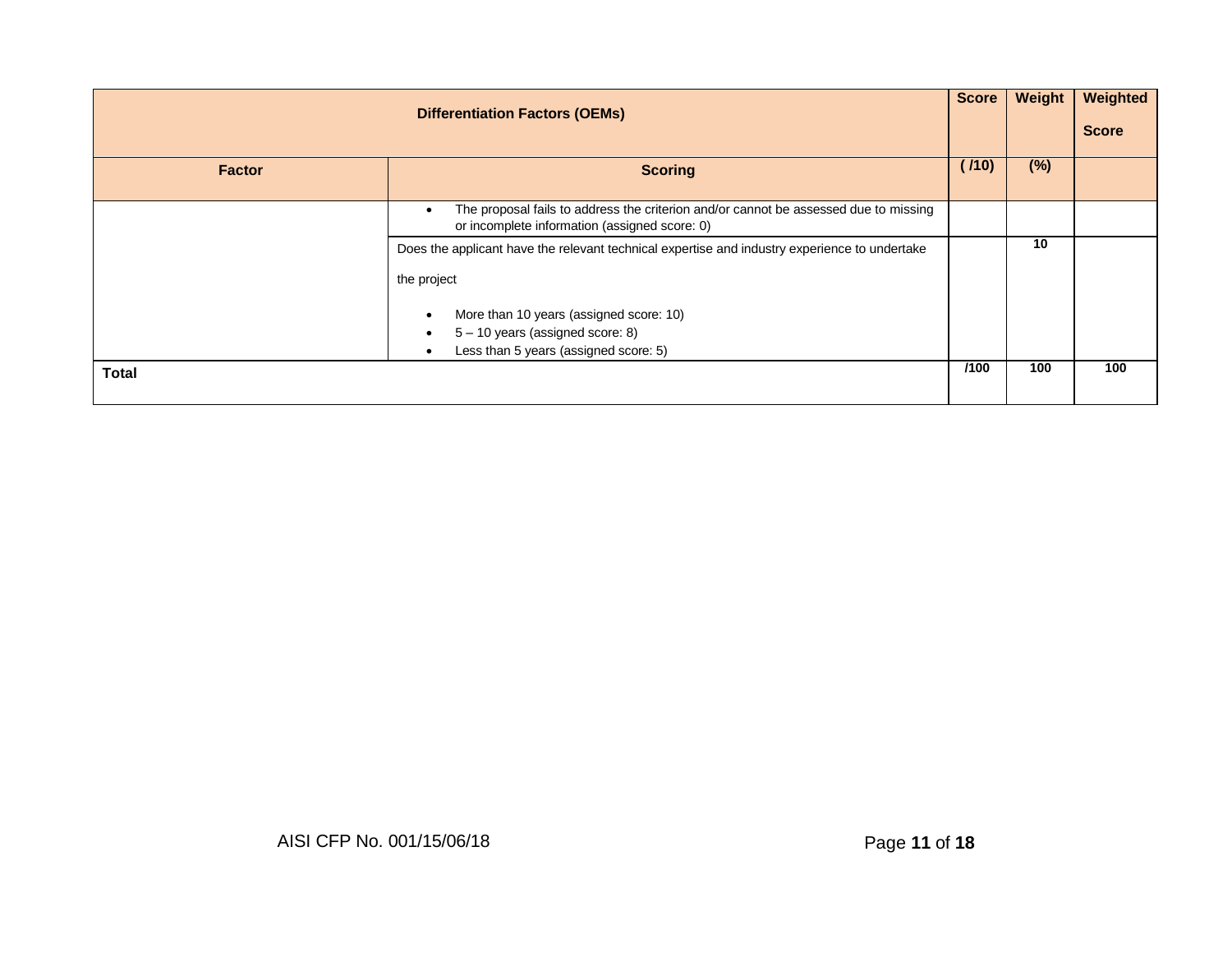| Differentiation Factors (OEMs) | | Score | Weight | Weighted Score |
|---|---|---|---|---|
| Factor | Scoring | ( /10) | (%) | |
| | • The proposal fails to address the criterion and/or cannot be assessed due to missing or incomplete information (assigned score: 0) | | | |
| | Does the applicant have the relevant technical expertise and industry experience to undertake the project<br><br>• More than 10 years (assigned score: 10)<br>• 5 – 10 years (assigned score: 8)<br>• Less than 5 years (assigned score: 5) | | 10 | |
| Total | | /100 | 100 | 100 |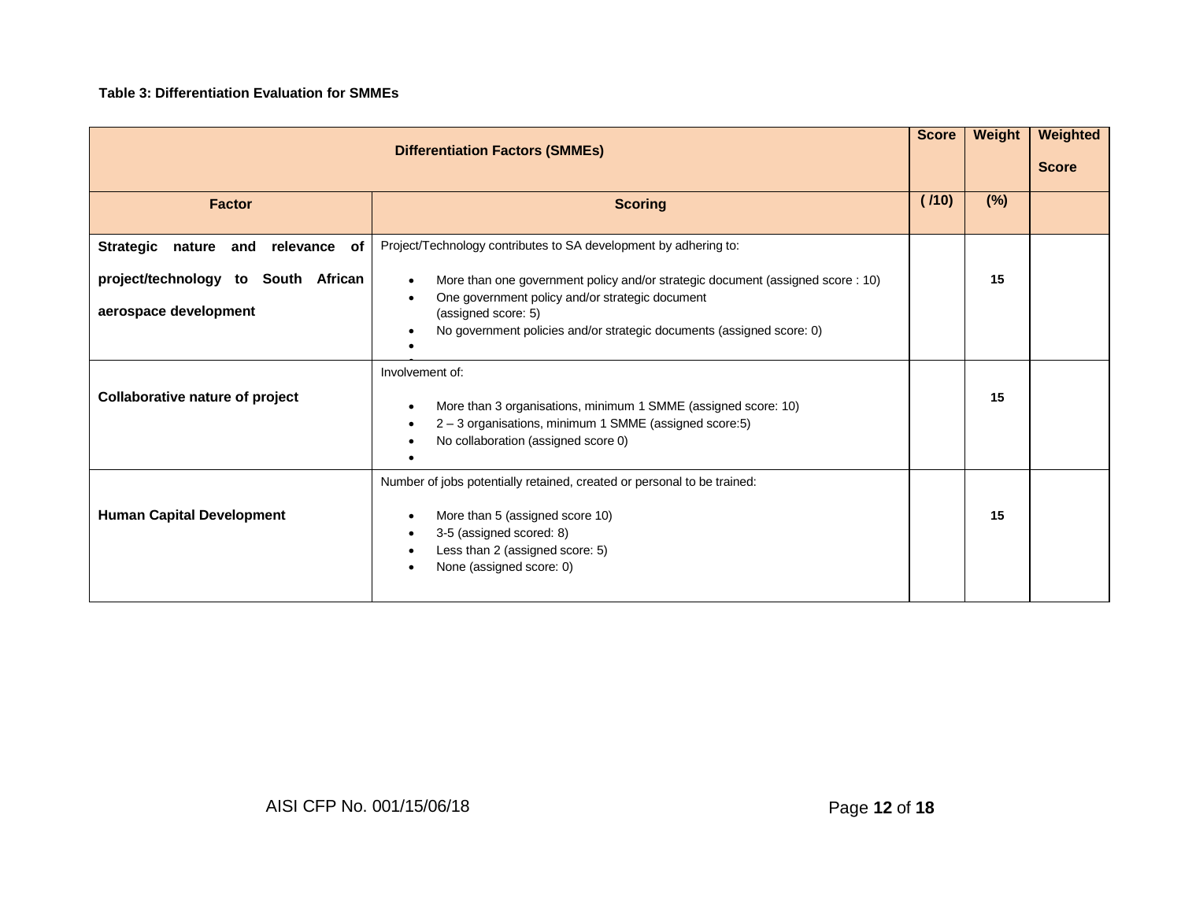**Table 3: Differentiation Evaluation for SMMEs**

| Differentiation Factors (SMMEs) | | Score | Weight | Weighted Score |
|---|---|---|---|---|
| **Factor** | **Scoring** | **( /10)** | **(%)** | |
| **Strategic nature and relevance of project/technology to South African aerospace development** | Project/Technology contributes to SA development by adhering to:<br>• More than one government policy and/or strategic document (assigned score : 10)<br>• One government policy and/or strategic document (assigned score: 5)<br>• No government policies and/or strategic documents (assigned score: 0) | | **15** | |
| **Collaborative nature of project** | Involvement of:<br>• More than 3 organisations, minimum 1 SMME (assigned score: 10)<br>• 2 – 3 organisations, minimum 1 SMME (assigned score:5)<br>• No collaboration (assigned score 0) | | **15** | |
| **Human Capital Development** | Number of jobs potentially retained, created or personal to be trained:<br>• More than 5 (assigned score 10)<br>• 3-5 (assigned scored: 8)<br>• Less than 2 (assigned score: 5)<br>• None (assigned score: 0) | | **15** | |

AISI CFP No. 001/15/06/18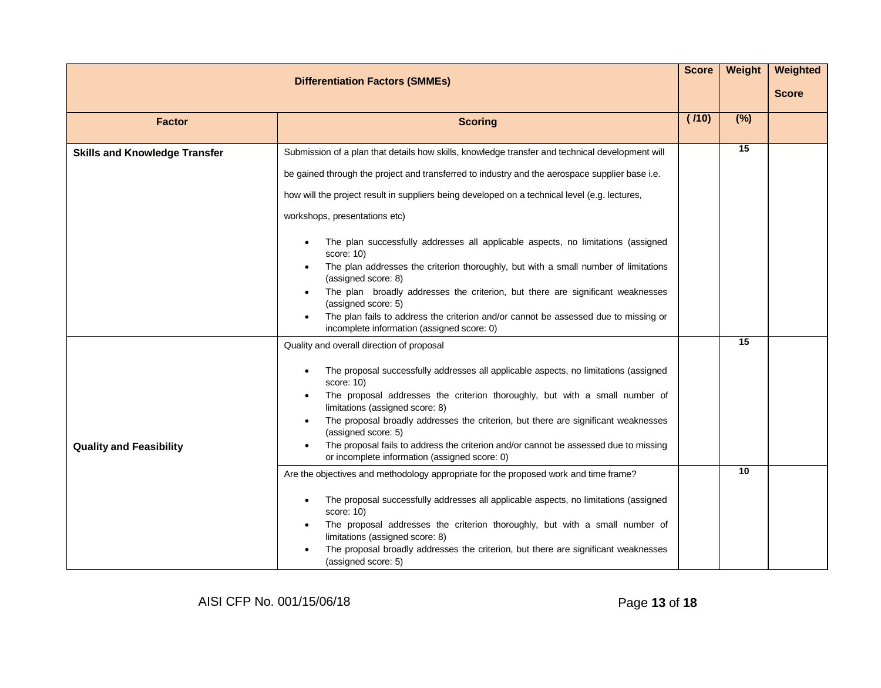| Differentiation Factors (SMMEs) | | Score | Weight | Weighted Score |
|---|---|---|---|---|
| **Factor** | **Scoring** | **( /10)** | **(%)** | |
| **Skills and Knowledge Transfer** | Submission of a plan that details how skills, knowledge transfer and technical development will be gained through the project and transferred to industry and the aerospace supplier base i.e. how will the project result in suppliers being developed on a technical level (e.g. lectures, workshops, presentations etc)<br><br>• The plan successfully addresses all applicable aspects, no limitations (assigned score: 10)<br>• The plan addresses the criterion thoroughly, but with a small number of limitations (assigned score: 8)<br>• The plan broadly addresses the criterion, but there are significant weaknesses (assigned score: 5)<br>• The plan fails to address the criterion and/or cannot be assessed due to missing or incomplete information (assigned score: 0) | | 15 | |
| **Quality and Feasibility** | Quality and overall direction of proposal<br><br>• The proposal successfully addresses all applicable aspects, no limitations (assigned score: 10)<br>• The proposal addresses the criterion thoroughly, but with a small number of limitations (assigned score: 8)<br>• The proposal broadly addresses the criterion, but there are significant weaknesses (assigned score: 5)<br>• The proposal fails to address the criterion and/or cannot be assessed due to missing or incomplete information (assigned score: 0) | | 15 | |
| | Are the objectives and methodology appropriate for the proposed work and time frame?<br><br>• The proposal successfully addresses all applicable aspects, no limitations (assigned score: 10)<br>• The proposal addresses the criterion thoroughly, but with a small number of limitations (assigned score: 8)<br>• The proposal broadly addresses the criterion, but there are significant weaknesses (assigned score: 5) | | 10 | |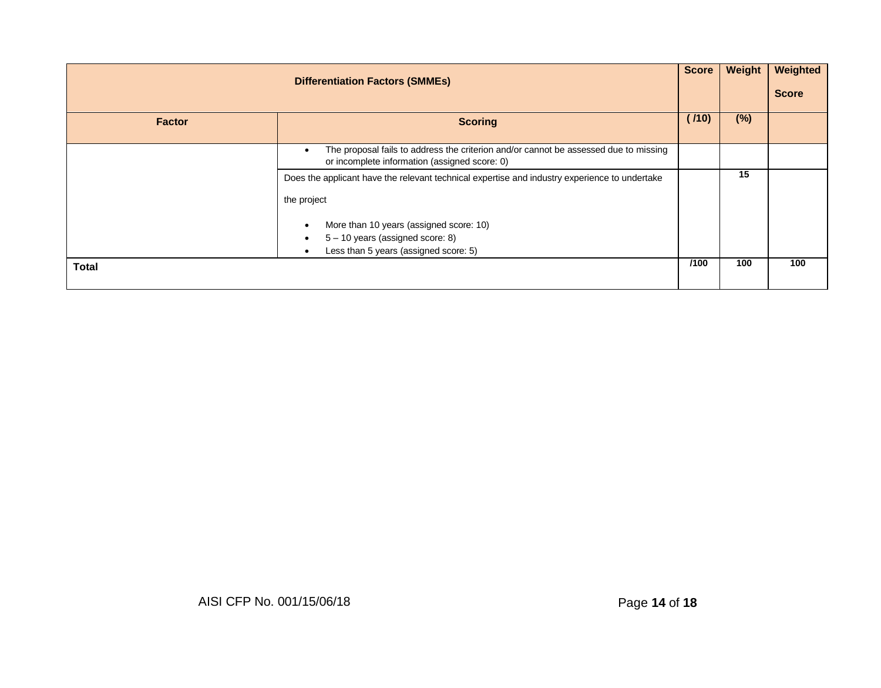| Differentiation Factors (SMMEs) | | Score | Weight | Weighted Score |
|---|---|---|---|---|
| **Factor** | **Scoring** | **( /10)** | **(%)** | |
| | • The proposal fails to address the criterion and/or cannot be assessed due to missing or incomplete information (assigned score: 0) | | | |
| | Does the applicant have the relevant technical expertise and industry experience to undertake the project<br><br>• More than 10 years (assigned score: 10)<br>• 5 – 10 years (assigned score: 8)<br>• Less than 5 years (assigned score: 5) | | 15 | |
| **Total** | | **/100** | **100** | **100** |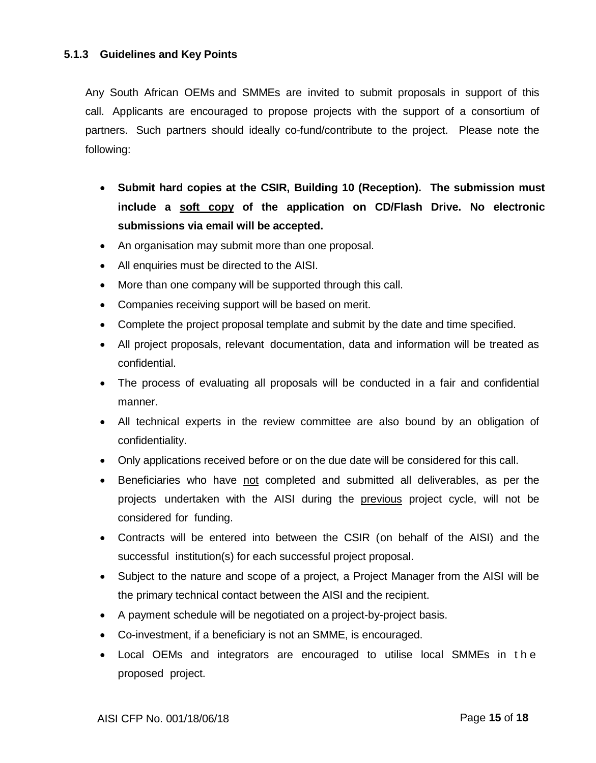### 5.1.3 Guidelines and Key Points

Any South African OEMs and SMMEs are invited to submit proposals in support of this call. Applicants are encouraged to propose projects with the support of a consortium of partners. Such partners should ideally co-fund/contribute to the project. Please note the following:

- **Submit hard copies at the CSIR, Building 10 (Reception). The submission must include a <u>soft copy</u> of the application on CD/Flash Drive. No electronic submissions via email will be accepted.**
- An organisation may submit more than one proposal.
- All enquiries must be directed to the AISI.
- More than one company will be supported through this call.
- Companies receiving support will be based on merit.
- Complete the project proposal template and submit by the date and time specified.
- All project proposals, relevant documentation, data and information will be treated as confidential.
- The process of evaluating all proposals will be conducted in a fair and confidential manner.
- All technical experts in the review committee are also bound by an obligation of confidentiality.
- Only applications received before or on the due date will be considered for this call.
- Beneficiaries who have <u>not</u> completed and submitted all deliverables, as per the projects undertaken with the AISI during the <u>previous</u> project cycle, will not be considered for funding.
- Contracts will be entered into between the CSIR (on behalf of the AISI) and the successful institution(s) for each successful project proposal.
- Subject to the nature and scope of a project, a Project Manager from the AISI will be the primary technical contact between the AISI and the recipient.
- A payment schedule will be negotiated on a project-by-project basis.
- Co-investment, if a beneficiary is not an SMME, is encouraged.
- Local OEMs and integrators are encouraged to utilise local SMMEs in the proposed project.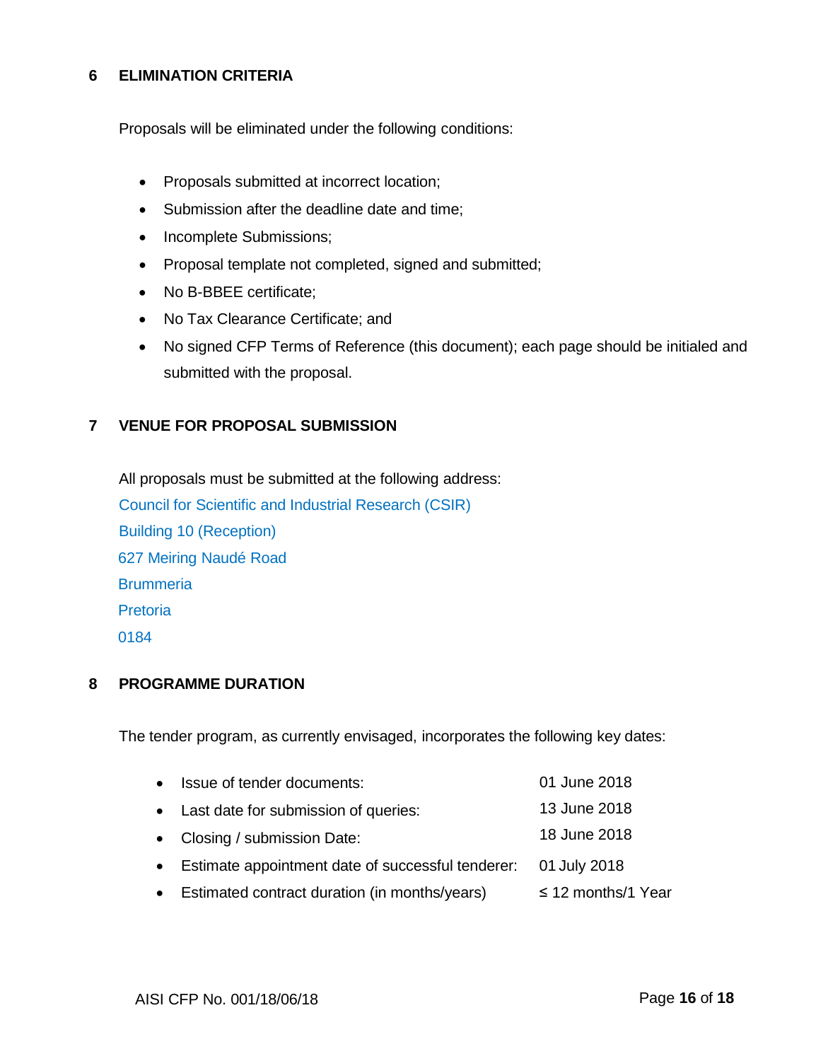## 6 ELIMINATION CRITERIA

Proposals will be eliminated under the following conditions:

- Proposals submitted at incorrect location;
- Submission after the deadline date and time;
- Incomplete Submissions;
- Proposal template not completed, signed and submitted;
- No B-BBEE certificate;
- No Tax Clearance Certificate; and
- No signed CFP Terms of Reference (this document); each page should be initialed and submitted with the proposal.

## 7 VENUE FOR PROPOSAL SUBMISSION

All proposals must be submitted at the following address:

Council for Scientific and Industrial Research (CSIR)
Building 10 (Reception)
627 Meiring Naudé Road
Brummeria
Pretoria
0184

## 8 PROGRAMME DURATION

The tender program, as currently envisaged, incorporates the following key dates:

- Issue of tender documents: 01 June 2018
- Last date for submission of queries: 13 June 2018
- Closing / submission Date: 18 June 2018
- Estimate appointment date of successful tenderer: 01 July 2018
- Estimated contract duration (in months/years) ≤ 12 months/1 Year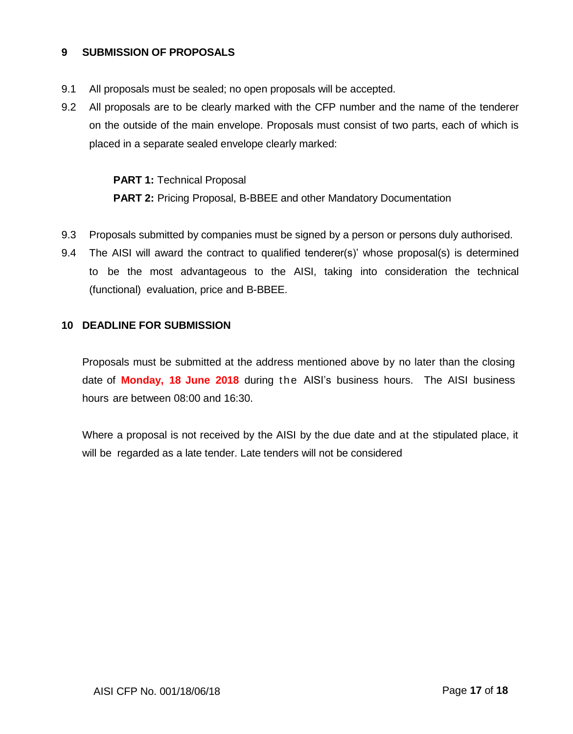## 9 SUBMISSION OF PROPOSALS

9.1 All proposals must be sealed; no open proposals will be accepted.

9.2 All proposals are to be clearly marked with the CFP number and the name of the tenderer on the outside of the main envelope. Proposals must consist of two parts, each of which is placed in a separate sealed envelope clearly marked:

> **PART 1:** Technical Proposal
>
> **PART 2:** Pricing Proposal, B-BBEE and other Mandatory Documentation

9.3 Proposals submitted by companies must be signed by a person or persons duly authorised.

9.4 The AISI will award the contract to qualified tenderer(s)' whose proposal(s) is determined to be the most advantageous to the AISI, taking into consideration the technical (functional) evaluation, price and B-BBEE.

## 10 DEADLINE FOR SUBMISSION

Proposals must be submitted at the address mentioned above by no later than the closing date of **Monday, 18 June 2018** during the AISI's business hours. The AISI business hours are between 08:00 and 16:30.

Where a proposal is not received by the AISI by the due date and at the stipulated place, it will be regarded as a late tender. Late tenders will not be considered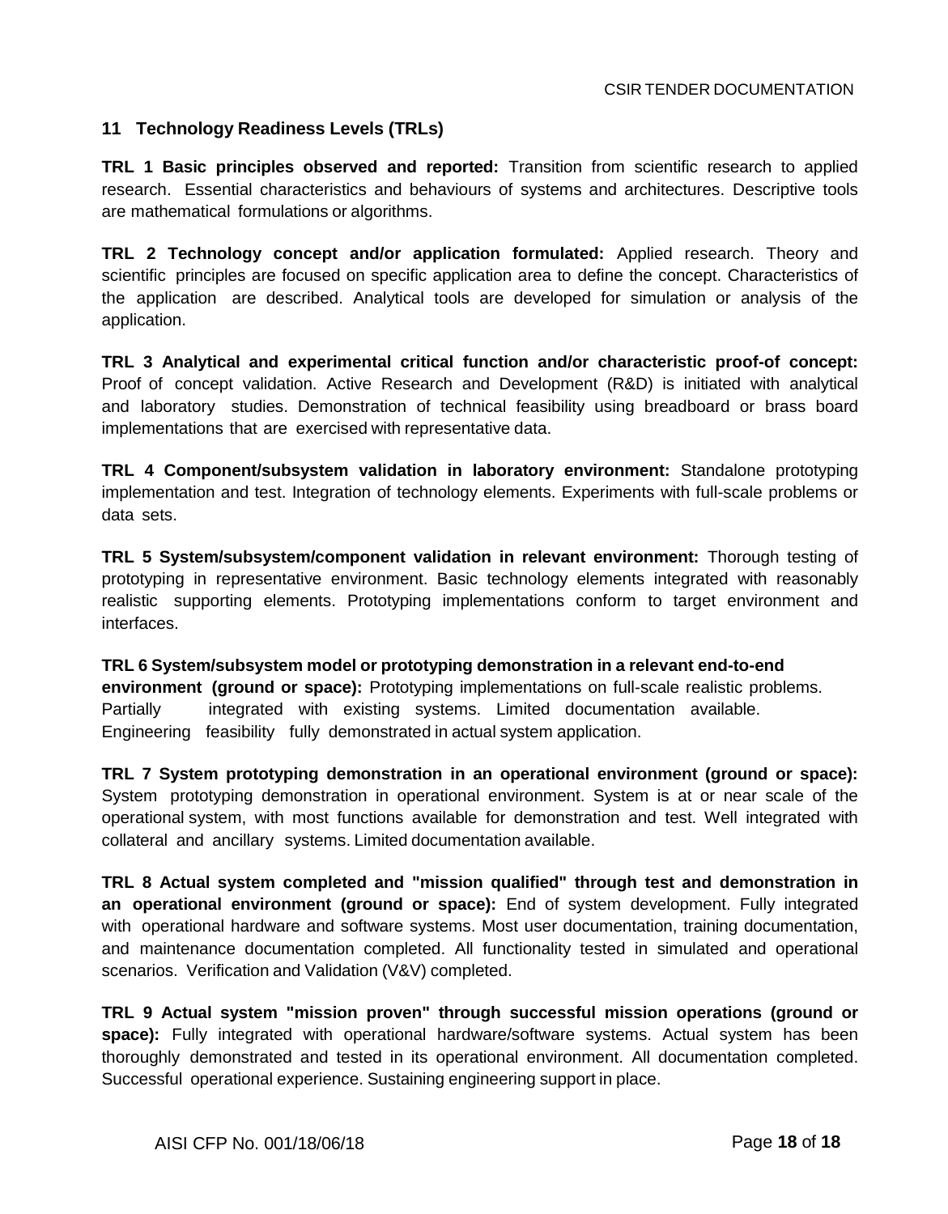## 11 Technology Readiness Levels (TRLs)

**TRL 1 Basic principles observed and reported:** Transition from scientific research to applied research. Essential characteristics and behaviours of systems and architectures. Descriptive tools are mathematical formulations or algorithms.

**TRL 2 Technology concept and/or application formulated:** Applied research. Theory and scientific principles are focused on specific application area to define the concept. Characteristics of the application are described. Analytical tools are developed for simulation or analysis of the application.

**TRL 3 Analytical and experimental critical function and/or characteristic proof-of concept:** Proof of concept validation. Active Research and Development (R&D) is initiated with analytical and laboratory studies. Demonstration of technical feasibility using breadboard or brass board implementations that are exercised with representative data.

**TRL 4 Component/subsystem validation in laboratory environment:** Standalone prototyping implementation and test. Integration of technology elements. Experiments with full-scale problems or data sets.

**TRL 5 System/subsystem/component validation in relevant environment:** Thorough testing of prototyping in representative environment. Basic technology elements integrated with reasonably realistic supporting elements. Prototyping implementations conform to target environment and interfaces.

**TRL 6 System/subsystem model or prototyping demonstration in a relevant end-to-end environment (ground or space):** Prototyping implementations on full-scale realistic problems. Partially integrated with existing systems. Limited documentation available. Engineering feasibility fully demonstrated in actual system application.

**TRL 7 System prototyping demonstration in an operational environment (ground or space):** System prototyping demonstration in operational environment. System is at or near scale of the operational system, with most functions available for demonstration and test. Well integrated with collateral and ancillary systems. Limited documentation available.

**TRL 8 Actual system completed and "mission qualified" through test and demonstration in an operational environment (ground or space):** End of system development. Fully integrated with operational hardware and software systems. Most user documentation, training documentation, and maintenance documentation completed. All functionality tested in simulated and operational scenarios. Verification and Validation (V&V) completed.

**TRL 9 Actual system "mission proven" through successful mission operations (ground or space):** Fully integrated with operational hardware/software systems. Actual system has been thoroughly demonstrated and tested in its operational environment. All documentation completed. Successful operational experience. Sustaining engineering support in place.